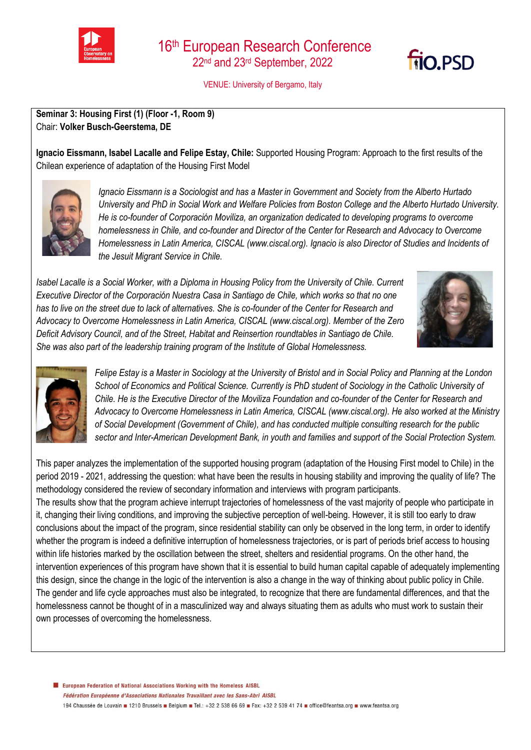# 16th European Research Conference

22nd and 23rd September, 2022

VENUE: University of Bergamo, Italy

**Seminar 3: Housing First (1) (Floor -1, Room 9)**
Chair: **Volker Busch-Geerstema, DE**

**Ignacio Eissmann, Isabel Lacalle and Felipe Estay, Chile:** Supported Housing Program: Approach to the first results of the Chilean experience of adaptation of the Housing First Model

*Ignacio Eissmann is a Sociologist and has a Master in Government and Society from the Alberto Hurtado University and PhD in Social Work and Welfare Policies from Boston College and the Alberto Hurtado University. He is co-founder of Corporación Moviliza, an organization dedicated to developing programs to overcome homelessness in Chile, and co-founder and Director of the Center for Research and Advocacy to Overcome Homelessness in Latin America, CISCAL (www.ciscal.org). Ignacio is also Director of Studies and Incidents of the Jesuit Migrant Service in Chile.*

*Isabel Lacalle is a Social Worker, with a Diploma in Housing Policy from the University of Chile. Current Executive Director of the Corporación Nuestra Casa in Santiago de Chile, which works so that no one has to live on the street due to lack of alternatives. She is co-founder of the Center for Research and Advocacy to Overcome Homelessness in Latin America, CISCAL (www.ciscal.org). Member of the Zero Deficit Advisory Council, and of the Street, Habitat and Reinsertion roundtables in Santiago de Chile. She was also part of the leadership training program of the Institute of Global Homelessness.*

*Felipe Estay is a Master in Sociology at the University of Bristol and in Social Policy and Planning at the London School of Economics and Political Science. Currently is PhD student of Sociology in the Catholic University of Chile. He is the Executive Director of the Moviliza Foundation and co-founder of the Center for Research and Advocacy to Overcome Homelessness in Latin America, CISCAL (www.ciscal.org). He also worked at the Ministry of Social Development (Government of Chile), and has conducted multiple consulting research for the public sector and Inter-American Development Bank, in youth and families and support of the Social Protection System.*

This paper analyzes the implementation of the supported housing program (adaptation of the Housing First model to Chile) in the period 2019 - 2021, addressing the question: what have been the results in housing stability and improving the quality of life? The methodology considered the review of secondary information and interviews with program participants.
The results show that the program achieve interrupt trajectories of homelessness of the vast majority of people who participate in it, changing their living conditions, and improving the subjective perception of well-being. However, it is still too early to draw conclusions about the impact of the program, since residential stability can only be observed in the long term, in order to identify whether the program is indeed a definitive interruption of homelessness trajectories, or is part of periods brief access to housing within life histories marked by the oscillation between the street, shelters and residential programs. On the other hand, the intervention experiences of this program have shown that it is essential to build human capital capable of adequately implementing this design, since the change in the logic of the intervention is also a change in the way of thinking about public policy in Chile. The gender and life cycle approaches must also be integrated, to recognize that there are fundamental differences, and that the homelessness cannot be thought of in a masculinized way and always situating them as adults who must work to sustain their own processes of overcoming the homelessness.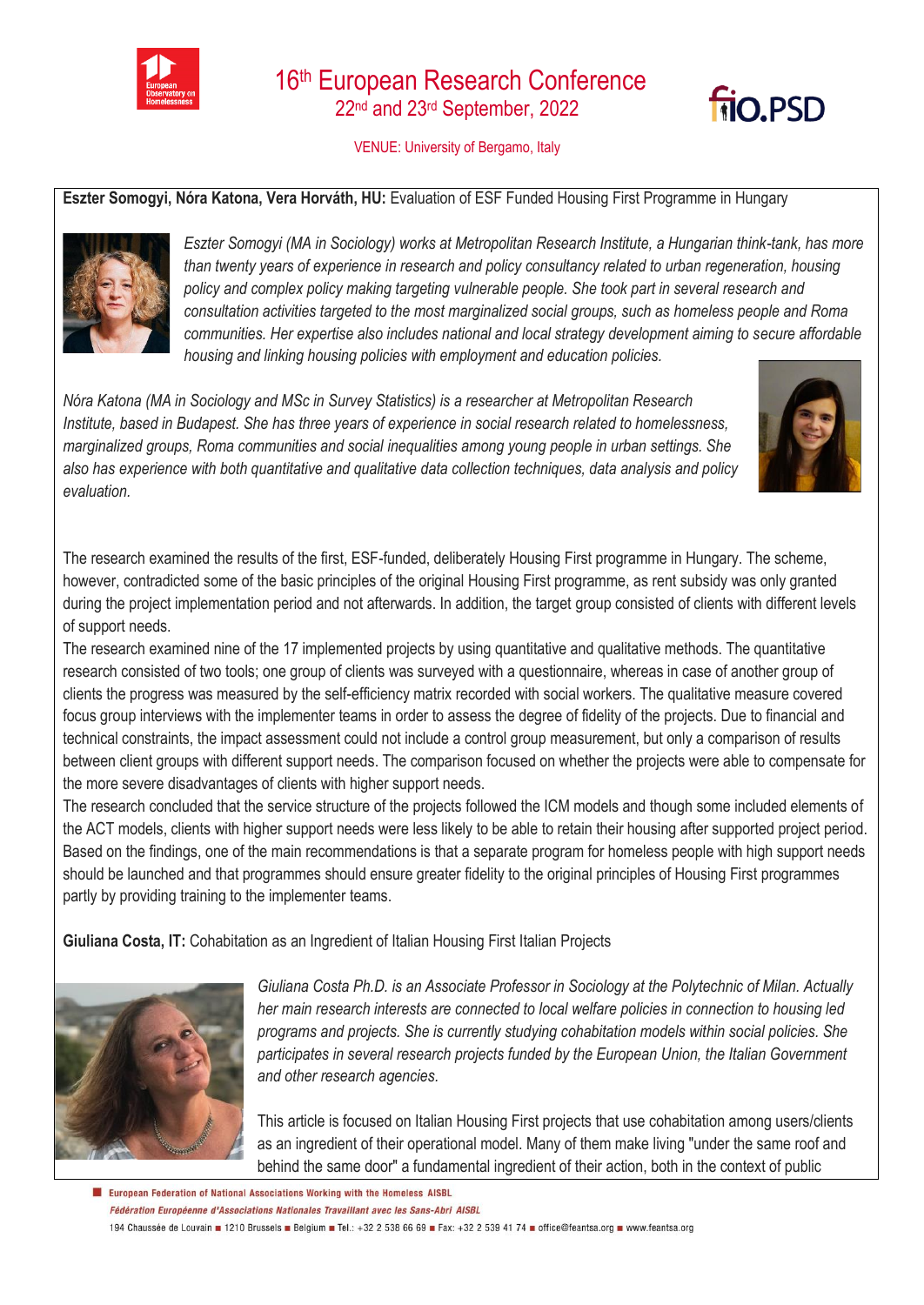**Eszter Somogyi, Nóra Katona, Vera Horváth, HU:** Evaluation of ESF Funded Housing First Programme in Hungary

*Eszter Somogyi (MA in Sociology) works at Metropolitan Research Institute, a Hungarian think-tank, has more than twenty years of experience in research and policy consultancy related to urban regeneration, housing policy and complex policy making targeting vulnerable people. She took part in several research and consultation activities targeted to the most marginalized social groups, such as homeless people and Roma communities. Her expertise also includes national and local strategy development aiming to secure affordable housing and linking housing policies with employment and education policies.*

*Nóra Katona (MA in Sociology and MSc in Survey Statistics) is a researcher at Metropolitan Research Institute, based in Budapest. She has three years of experience in social research related to homelessness, marginalized groups, Roma communities and social inequalities among young people in urban settings. She also has experience with both quantitative and qualitative data collection techniques, data analysis and policy evaluation.*

The research examined the results of the first, ESF-funded, deliberately Housing First programme in Hungary. The scheme, however, contradicted some of the basic principles of the original Housing First programme, as rent subsidy was only granted during the project implementation period and not afterwards. In addition, the target group consisted of clients with different levels of support needs.

The research examined nine of the 17 implemented projects by using quantitative and qualitative methods. The quantitative research consisted of two tools; one group of clients was surveyed with a questionnaire, whereas in case of another group of clients the progress was measured by the self-efficiency matrix recorded with social workers. The qualitative measure covered focus group interviews with the implementer teams in order to assess the degree of fidelity of the projects. Due to financial and technical constraints, the impact assessment could not include a control group measurement, but only a comparison of results between client groups with different support needs. The comparison focused on whether the projects were able to compensate for the more severe disadvantages of clients with higher support needs.

The research concluded that the service structure of the projects followed the ICM models and though some included elements of the ACT models, clients with higher support needs were less likely to be able to retain their housing after supported project period. Based on the findings, one of the main recommendations is that a separate program for homeless people with high support needs should be launched and that programmes should ensure greater fidelity to the original principles of Housing First programmes partly by providing training to the implementer teams.

**Giuliana Costa, IT:** Cohabitation as an Ingredient of Italian Housing First Italian Projects

*Giuliana Costa Ph.D. is an Associate Professor in Sociology at the Polytechnic of Milan. Actually her main research interests are connected to local welfare policies in connection to housing led programs and projects. She is currently studying cohabitation models within social policies. She participates in several research projects funded by the European Union, the Italian Government and other research agencies.*

This article is focused on Italian Housing First projects that use cohabitation among users/clients as an ingredient of their operational model. Many of them make living "under the same roof and behind the same door" a fundamental ingredient of their action, both in the context of public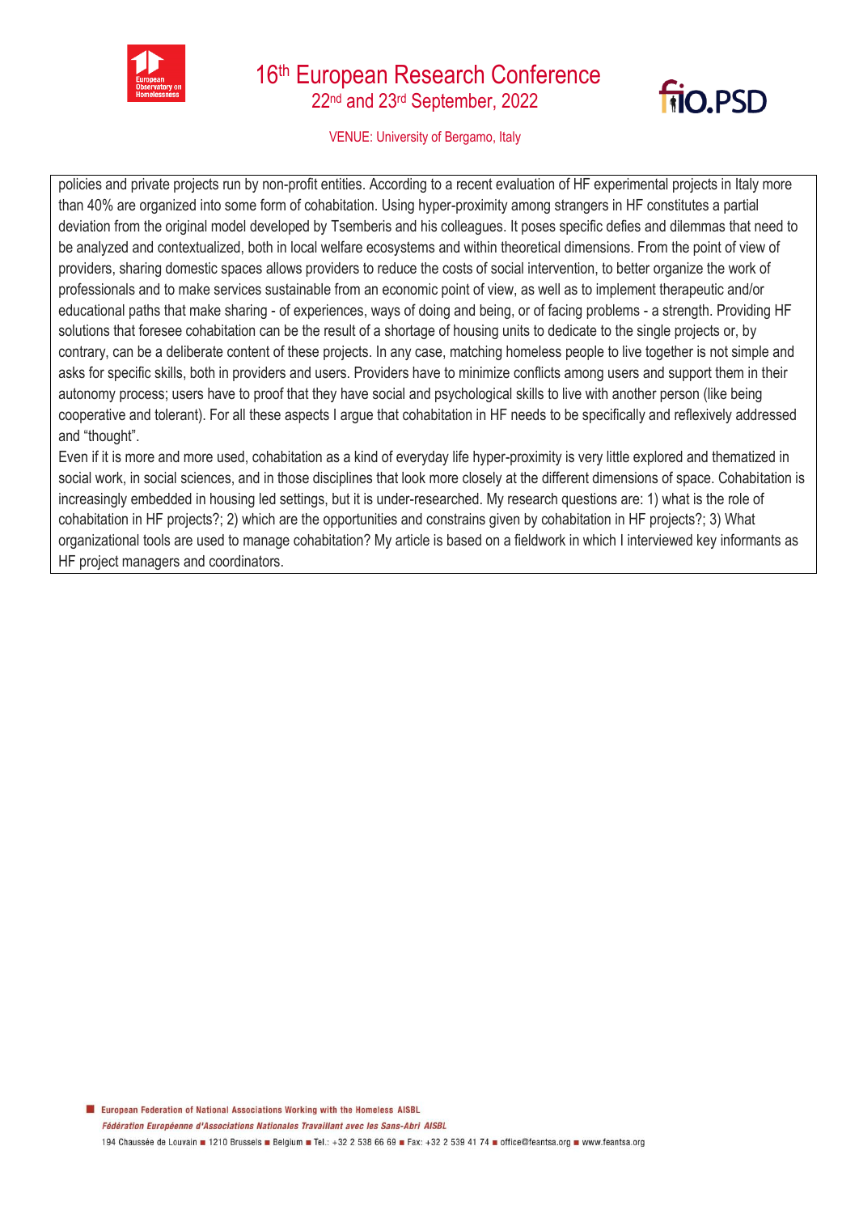policies and private projects run by non-profit entities. According to a recent evaluation of HF experimental projects in Italy more than 40% are organized into some form of cohabitation. Using hyper-proximity among strangers in HF constitutes a partial deviation from the original model developed by Tsemberis and his colleagues. It poses specific defies and dilemmas that need to be analyzed and contextualized, both in local welfare ecosystems and within theoretical dimensions. From the point of view of providers, sharing domestic spaces allows providers to reduce the costs of social intervention, to better organize the work of professionals and to make services sustainable from an economic point of view, as well as to implement therapeutic and/or educational paths that make sharing - of experiences, ways of doing and being, or of facing problems - a strength. Providing HF solutions that foresee cohabitation can be the result of a shortage of housing units to dedicate to the single projects or, by contrary, can be a deliberate content of these projects. In any case, matching homeless people to live together is not simple and asks for specific skills, both in providers and users. Providers have to minimize conflicts among users and support them in their autonomy process; users have to proof that they have social and psychological skills to live with another person (like being cooperative and tolerant). For all these aspects I argue that cohabitation in HF needs to be specifically and reflexively addressed and "thought".

Even if it is more and more used, cohabitation as a kind of everyday life hyper-proximity is very little explored and thematized in social work, in social sciences, and in those disciplines that look more closely at the different dimensions of space. Cohabitation is increasingly embedded in housing led settings, but it is under-researched. My research questions are: 1) what is the role of cohabitation in HF projects?; 2) which are the opportunities and constrains given by cohabitation in HF projects?; 3) What organizational tools are used to manage cohabitation? My article is based on a fieldwork in which I interviewed key informants as HF project managers and coordinators.